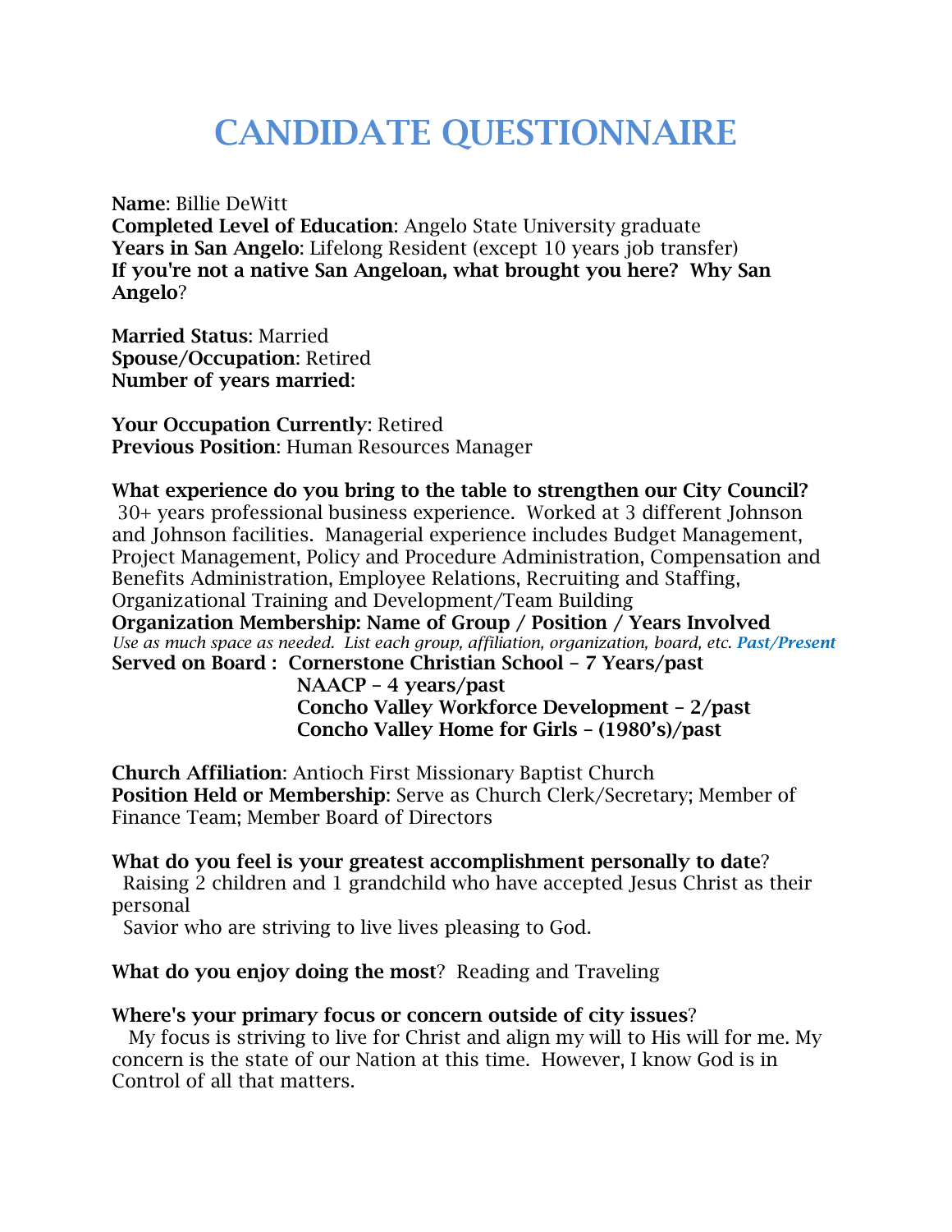# CANDIDATE QUESTIONNAIRE

**Name**: Billie DeWitt
**Completed Level of Education**: Angelo State University graduate
**Years in San Angelo**: Lifelong Resident (except 10 years job transfer)
**If you're not a native San Angeloan, what brought you here? Why San Angelo**?

**Married Status**: Married
**Spouse/Occupation**: Retired
**Number of years married**:

**Your Occupation Currently**: Retired
**Previous Position**: Human Resources Manager

**What experience do you bring to the table to strengthen our City Council?**
30+ years professional business experience. Worked at 3 different Johnson and Johnson facilities. Managerial experience includes Budget Management, Project Management, Policy and Procedure Administration, Compensation and Benefits Administration, Employee Relations, Recruiting and Staffing, Organizational Training and Development/Team Building
**Organization Membership: Name of Group / Position / Years Involved**
*Use as much space as needed. List each group, affiliation, organization, board, etc.* ***Past/Present***
**Served on Board : Cornerstone Christian School – 7 Years/past**
**NAACP – 4 years/past**
**Concho Valley Workforce Development – 2/past**
**Concho Valley Home for Girls – (1980's)/past**

**Church Affiliation**: Antioch First Missionary Baptist Church
**Position Held or Membership**: Serve as Church Clerk/Secretary; Member of Finance Team; Member Board of Directors

**What do you feel is your greatest accomplishment personally to date**?
Raising 2 children and 1 grandchild who have accepted Jesus Christ as their personal
Savior who are striving to live lives pleasing to God.

**What do you enjoy doing the most**? Reading and Traveling

**Where's your primary focus or concern outside of city issues**?
My focus is striving to live for Christ and align my will to His will for me. My concern is the state of our Nation at this time. However, I know God is in Control of all that matters.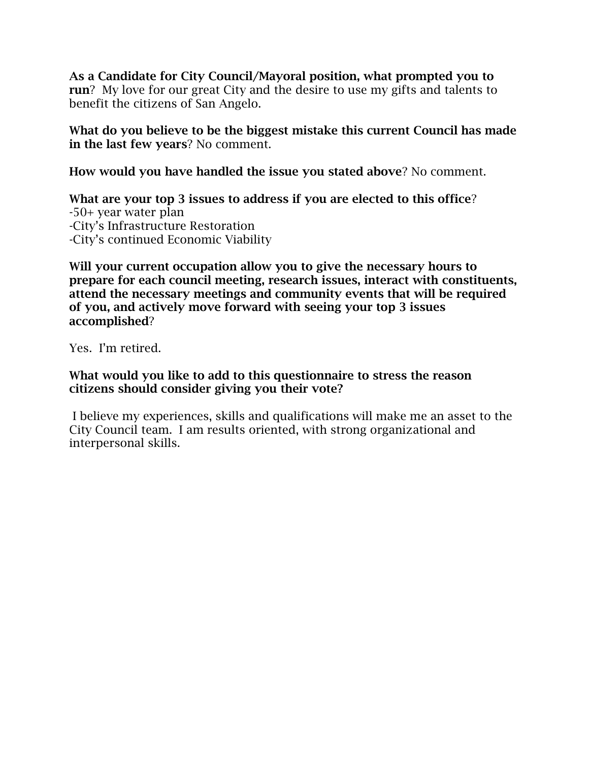**As a Candidate for City Council/Mayoral position, what prompted you to run**? My love for our great City and the desire to use my gifts and talents to benefit the citizens of San Angelo.

**What do you believe to be the biggest mistake this current Council has made in the last few years**? No comment.

**How would you have handled the issue you stated above**? No comment.

**What are your top 3 issues to address if you are elected to this office**?
-50+ year water plan
-City's Infrastructure Restoration
-City's continued Economic Viability

**Will your current occupation allow you to give the necessary hours to prepare for each council meeting, research issues, interact with constituents, attend the necessary meetings and community events that will be required of you, and actively move forward with seeing your top 3 issues accomplished**?

Yes. I'm retired.

**What would you like to add to this questionnaire to stress the reason citizens should consider giving you their vote?**

I believe my experiences, skills and qualifications will make me an asset to the City Council team. I am results oriented, with strong organizational and interpersonal skills.